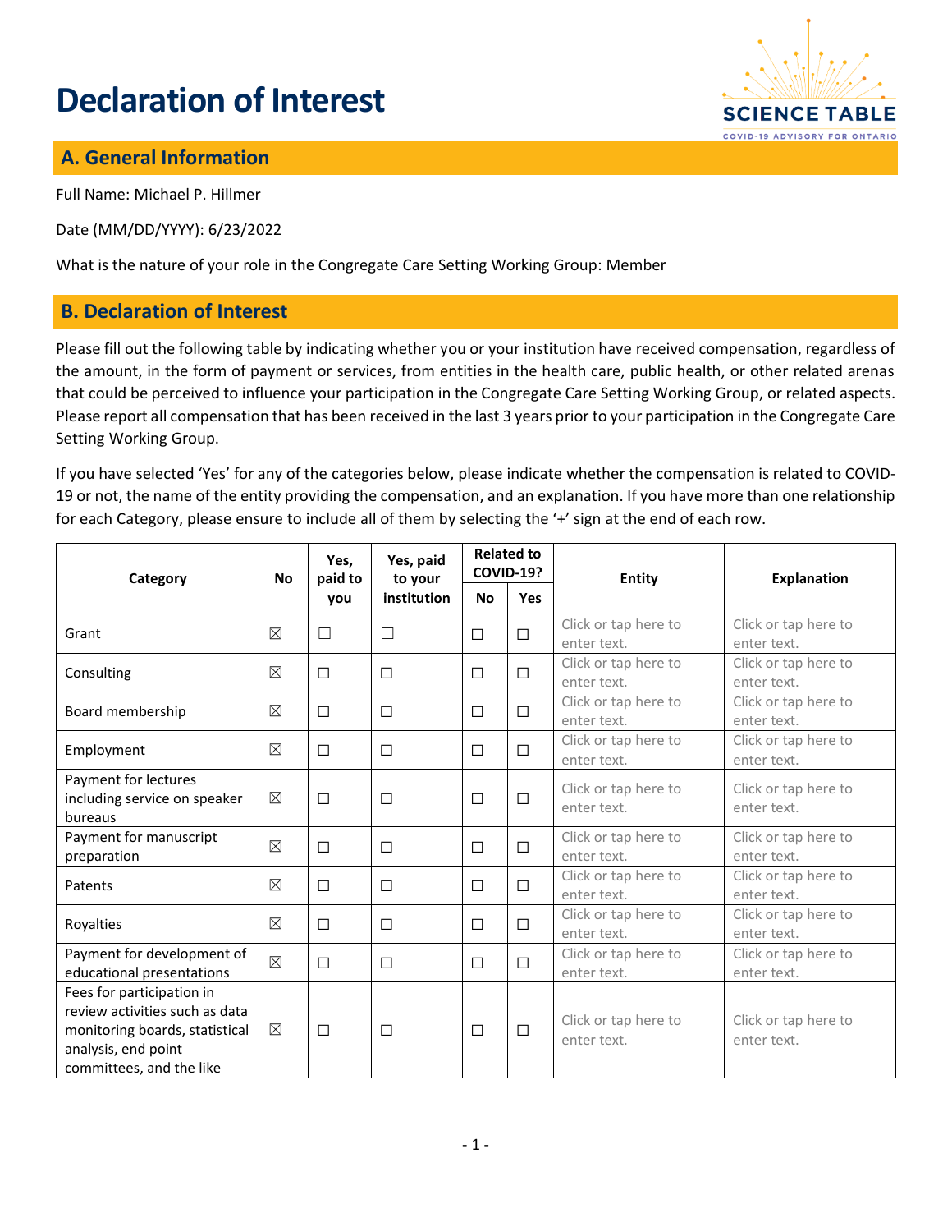# Declaration of Interest

## A. General Information

Full Name: Michael P. Hillmer

Date (MM/DD/YYYY): 6/23/2022

What is the nature of your role in the Congregate Care Setting Working Group: Member

## B. Declaration of Interest

Please fill out the following table by indicating whether you or your institution have received compensation, regardless of the amount, in the form of payment or services, from entities in the health care, public health, or other related arenas that could be perceived to influence your participation in the Congregate Care Setting Working Group, or related aspects. Please report all compensation that has been received in the last 3 years prior to your participation in the Congregate Care Setting Working Group.

If you have selected 'Yes' for any of the categories below, please indicate whether the compensation is related to COVID-19 or not, the name of the entity providing the compensation, and an explanation. If you have more than one relationship for each Category, please ensure to include all of them by selecting the '+' sign at the end of each row.

| Category | No | Yes, paid to you | Yes, paid to your institution | Related to COVID-19? | | Entity | Explanation |
|---|---|---|---|---|---|---|---|
| | | | | No | Yes | | |
| Grant | ☒ | ☐ | ☐ | ☐ | ☐ | Click or tap here to enter text. | Click or tap here to enter text. |
| Consulting | ☒ | ☐ | ☐ | ☐ | ☐ | Click or tap here to enter text. | Click or tap here to enter text. |
| Board membership | ☒ | ☐ | ☐ | ☐ | ☐ | Click or tap here to enter text. | Click or tap here to enter text. |
| Employment | ☒ | ☐ | ☐ | ☐ | ☐ | Click or tap here to enter text. | Click or tap here to enter text. |
| Payment for lectures including service on speaker bureaus | ☒ | ☐ | ☐ | ☐ | ☐ | Click or tap here to enter text. | Click or tap here to enter text. |
| Payment for manuscript preparation | ☒ | ☐ | ☐ | ☐ | ☐ | Click or tap here to enter text. | Click or tap here to enter text. |
| Patents | ☒ | ☐ | ☐ | ☐ | ☐ | Click or tap here to enter text. | Click or tap here to enter text. |
| Royalties | ☒ | ☐ | ☐ | ☐ | ☐ | Click or tap here to enter text. | Click or tap here to enter text. |
| Payment for development of educational presentations | ☒ | ☐ | ☐ | ☐ | ☐ | Click or tap here to enter text. | Click or tap here to enter text. |
| Fees for participation in review activities such as data monitoring boards, statistical analysis, end point committees, and the like | ☒ | ☐ | ☐ | ☐ | ☐ | Click or tap here to enter text. | Click or tap here to enter text. |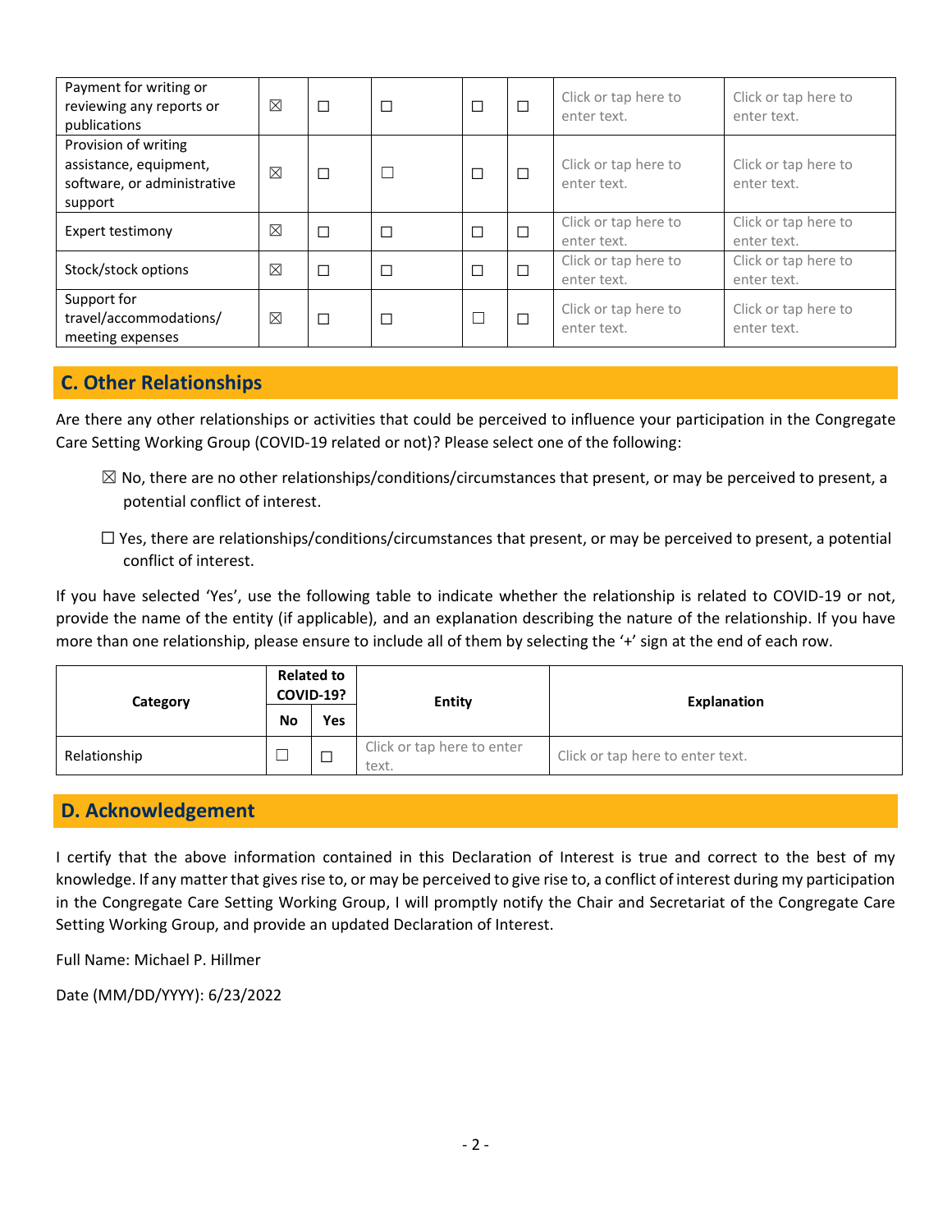| | | | | | | | |
|---|---|---|---|---|---|---|---|
| Payment for writing or reviewing any reports or publications | ☒ | ☐ | ☐ | ☐ | ☐ | Click or tap here to enter text. | Click or tap here to enter text. |
| Provision of writing assistance, equipment, software, or administrative support | ☒ | ☐ | ☐ | ☐ | ☐ | Click or tap here to enter text. | Click or tap here to enter text. |
| Expert testimony | ☒ | ☐ | ☐ | ☐ | ☐ | Click or tap here to enter text. | Click or tap here to enter text. |
| Stock/stock options | ☒ | ☐ | ☐ | ☐ | ☐ | Click or tap here to enter text. | Click or tap here to enter text. |
| Support for travel/accommodations/ meeting expenses | ☒ | ☐ | ☐ | ☐ | ☐ | Click or tap here to enter text. | Click or tap here to enter text. |

## C. Other Relationships

Are there any other relationships or activities that could be perceived to influence your participation in the Congregate Care Setting Working Group (COVID-19 related or not)? Please select one of the following:

☒ No, there are no other relationships/conditions/circumstances that present, or may be perceived to present, a potential conflict of interest.

☐ Yes, there are relationships/conditions/circumstances that present, or may be perceived to present, a potential conflict of interest.

If you have selected 'Yes', use the following table to indicate whether the relationship is related to COVID-19 or not, provide the name of the entity (if applicable), and an explanation describing the nature of the relationship. If you have more than one relationship, please ensure to include all of them by selecting the '+' sign at the end of each row.

| Category | Related to COVID-19? | | Entity | Explanation |
|---|---|---|---|---|
| | No | Yes | | |
| Relationship | ☐ | ☐ | Click or tap here to enter text. | Click or tap here to enter text. |

## D. Acknowledgement

I certify that the above information contained in this Declaration of Interest is true and correct to the best of my knowledge. If any matter that gives rise to, or may be perceived to give rise to, a conflict of interest during my participation in the Congregate Care Setting Working Group, I will promptly notify the Chair and Secretariat of the Congregate Care Setting Working Group, and provide an updated Declaration of Interest.

Full Name: Michael P. Hillmer

Date (MM/DD/YYYY): 6/23/2022